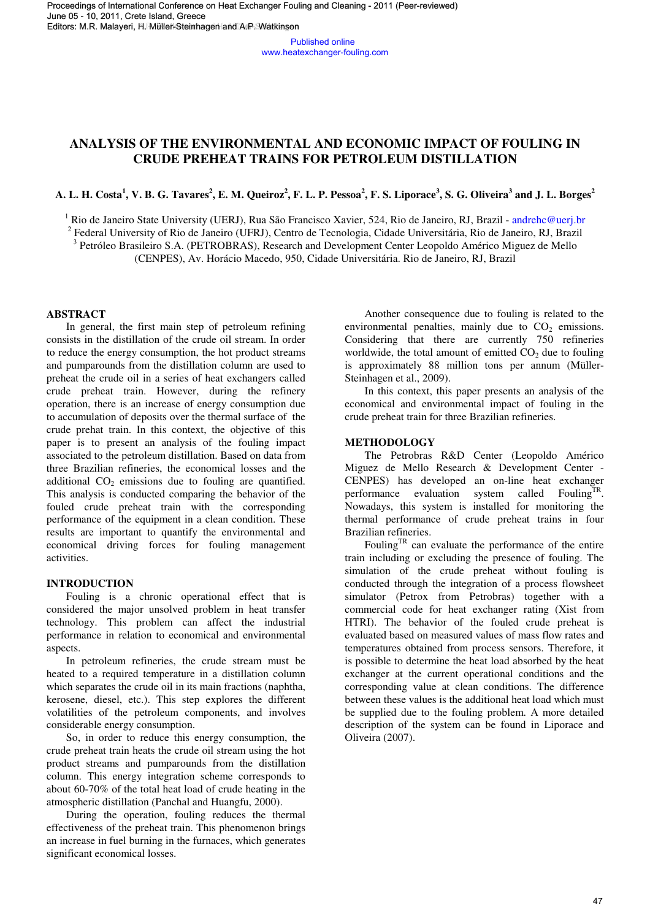# ANALYSIS OF THE ENVIRONMENTAL AND ECONOMIC IMPACT OF FOULING IN CRUDE PREHEAT TRAINS FOR PETROLEUM DISTILLATION

**A. L. H. Costa[1], V. B. G. Tavares[2], E. M. Queiroz[2], F. L. P. Pessoa[2], F. S. Liporace[3], S. G. Oliveira[3] and J. L. Borges[2]**

[1] Rio de Janeiro State University (UERJ), Rua São Francisco Xavier, 524, Rio de Janeiro, RJ, Brazil - andrehc@uerj.br

[2] Federal University of Rio de Janeiro (UFRJ), Centro de Tecnologia, Cidade Universitária, Rio de Janeiro, RJ, Brazil

[3] Petróleo Brasileiro S.A. (PETROBRAS), Research and Development Center Leopoldo Américo Miguez de Mello (CENPES), Av. Horácio Macedo, 950, Cidade Universitária. Rio de Janeiro, RJ, Brazil

## ABSTRACT

In general, the first main step of petroleum refining consists in the distillation of the crude oil stream. In order to reduce the energy consumption, the hot product streams and pumparounds from the distillation column are used to preheat the crude oil in a series of heat exchangers called crude preheat train. However, during the refinery operation, there is an increase of energy consumption due to accumulation of deposits over the thermal surface of the crude prehat train. In this context, the objective of this paper is to present an analysis of the fouling impact associated to the petroleum distillation. Based on data from three Brazilian refineries, the economical losses and the additional $CO_2$ emissions due to fouling are quantified. This analysis is conducted comparing the behavior of the fouled crude preheat train with the corresponding performance of the equipment in a clean condition. These results are important to quantify the environmental and economical driving forces for fouling management activities.

## INTRODUCTION

Fouling is a chronic operational effect that is considered the major unsolved problem in heat transfer technology. This problem can affect the industrial performance in relation to economical and environmental aspects.

In petroleum refineries, the crude stream must be heated to a required temperature in a distillation column which separates the crude oil in its main fractions (naphtha, kerosene, diesel, etc.). This step explores the different volatilities of the petroleum components, and involves considerable energy consumption.

So, in order to reduce this energy consumption, the crude preheat train heats the crude oil stream using the hot product streams and pumparounds from the distillation column. This energy integration scheme corresponds to about 60-70% of the total heat load of crude heating in the atmospheric distillation (Panchal and Huangfu, 2000).

During the operation, fouling reduces the thermal effectiveness of the preheat train. This phenomenon brings an increase in fuel burning in the furnaces, which generates significant economical losses.

Another consequence due to fouling is related to the environmental penalties, mainly due to $CO_2$ emissions. Considering that there are currently 750 refineries worldwide, the total amount of emitted $CO_2$ due to fouling is approximately 88 million tons per annum (Müller-Steinhagen et al., 2009).

In this context, this paper presents an analysis of the economical and environmental impact of fouling in the crude preheat train for three Brazilian refineries.

## METHODOLOGY

The Petrobras R&D Center (Leopoldo Américo Miguez de Mello Research & Development Center - CENPES) has developed an on-line heat exchanger performance evaluation system called Fouling$^{TR}$. Nowadays, this system is installed for monitoring the thermal performance of crude preheat trains in four Brazilian refineries.

Fouling$^{TR}$ can evaluate the performance of the entire train including or excluding the presence of fouling. The simulation of the crude preheat without fouling is conducted through the integration of a process flowsheet simulator (Petrox from Petrobras) together with a commercial code for heat exchanger rating (Xist from HTRI). The behavior of the fouled crude preheat is evaluated based on measured values of mass flow rates and temperatures obtained from process sensors. Therefore, it is possible to determine the heat load absorbed by the heat exchanger at the current operational conditions and the corresponding value at clean conditions. The difference between these values is the additional heat load which must be supplied due to the fouling problem. A more detailed description of the system can be found in Liporace and Oliveira (2007).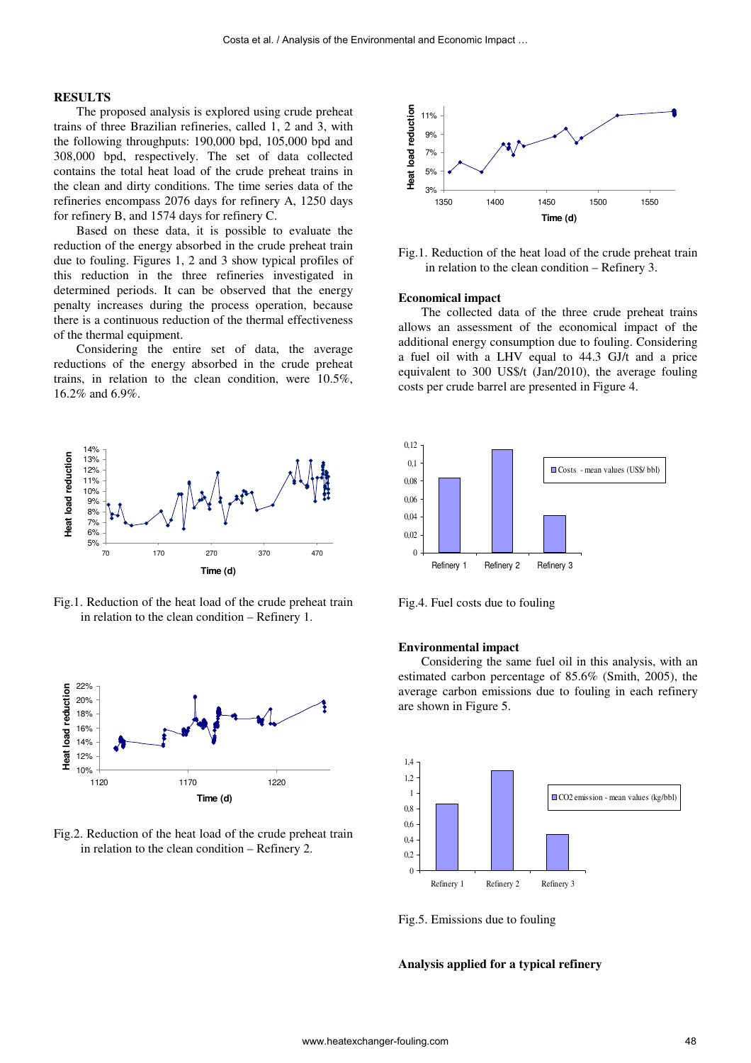## RESULTS

The proposed analysis is explored using crude preheat trains of three Brazilian refineries, called 1, 2 and 3, with the following throughputs: 190,000 bpd, 105,000 bpd and 308,000 bpd, respectively. The set of data collected contains the total heat load of the crude preheat trains in the clean and dirty conditions. The time series data of the refineries encompass 2076 days for refinery A, 1250 days for refinery B, and 1574 days for refinery C.

Based on these data, it is possible to evaluate the reduction of the energy absorbed in the crude preheat train due to fouling. Figures 1, 2 and 3 show typical profiles of this reduction in the three refineries investigated in determined periods. It can be observed that the energy penalty increases during the process operation, because there is a continuous reduction of the thermal effectiveness of the thermal equipment.

Considering the entire set of data, the average reductions of the energy absorbed in the crude preheat trains, in relation to the clean condition, were 10.5%, 16.2% and 6.9%.

Heat load reduction
14%
13%
12%
11%
10%
9%
8%
7%
6%
5%
70 170 270 370 470
Time (d)

Fig.1. Reduction of the heat load of the crude preheat train in relation to the clean condition – Refinery 1.

Heat load reduction
22%
20%
18%
16%
14%
12%
10%
1120 1170 1220
Time (d)

Fig.2. Reduction of the heat load of the crude preheat train in relation to the clean condition – Refinery 2.

Heat load reduction
11%
9%
7%
5%
3%
1350 1400 1450 1500 1550
Time (d)

Fig.1. Reduction of the heat load of the crude preheat train in relation to the clean condition – Refinery 3.

### Economical impact

The collected data of the three crude preheat trains allows an assessment of the economical impact of the additional energy consumption due to fouling. Considering a fuel oil with a LHV equal to 44.3 GJ/t and a price equivalent to 300 US$/t (Jan/2010), the average fouling costs per crude barrel are presented in Figure 4.

0,12
0,1
0,08
0,06
0,04
0,02
0
Refinery 1 Refinery 2 Refinery 3
Costs - mean values (US$/ bbl)

Fig.4. Fuel costs due to fouling

### Environmental impact

Considering the same fuel oil in this analysis, with an estimated carbon percentage of 85.6% (Smith, 2005), the average carbon emissions due to fouling in each refinery are shown in Figure 5.

1,4
1,2
1
0,8
0,6
0,4
0,2
0
Refinery 1 Refinery 2 Refinery 3
CO2 emission - mean values (kg/bbl)

Fig.5. Emissions due to fouling

### Analysis applied for a typical refinery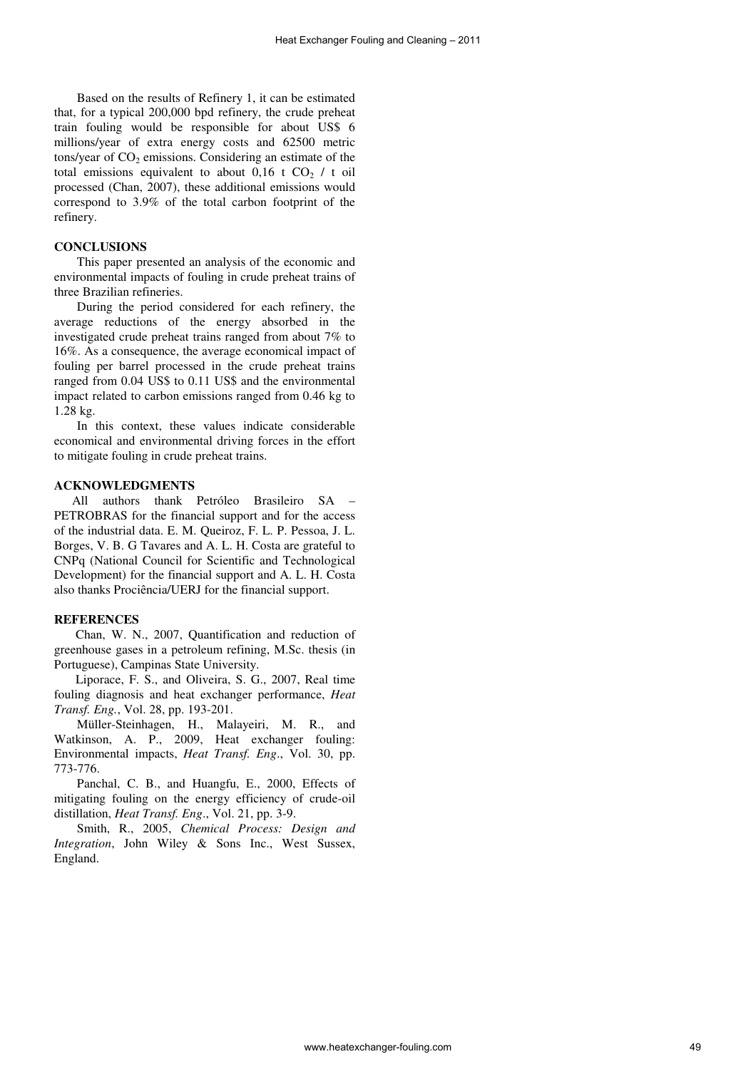Based on the results of Refinery 1, it can be estimated that, for a typical 200,000 bpd refinery, the crude preheat train fouling would be responsible for about US$ 6 millions/year of extra energy costs and 62500 metric tons/year of $CO_2$ emissions. Considering an estimate of the total emissions equivalent to about 0,16 t $CO_2$ / t oil processed (Chan, 2007), these additional emissions would correspond to 3.9% of the total carbon footprint of the refinery.

## CONCLUSIONS

This paper presented an analysis of the economic and environmental impacts of fouling in crude preheat trains of three Brazilian refineries.

During the period considered for each refinery, the average reductions of the energy absorbed in the investigated crude preheat trains ranged from about 7% to 16%. As a consequence, the average economical impact of fouling per barrel processed in the crude preheat trains ranged from 0.04 US$ to 0.11 US$ and the environmental impact related to carbon emissions ranged from 0.46 kg to 1.28 kg.

In this context, these values indicate considerable economical and environmental driving forces in the effort to mitigate fouling in crude preheat trains.

## ACKNOWLEDGMENTS

All authors thank Petróleo Brasileiro SA – PETROBRAS for the financial support and for the access of the industrial data. E. M. Queiroz, F. L. P. Pessoa, J. L. Borges, V. B. G Tavares and A. L. H. Costa are grateful to CNPq (National Council for Scientific and Technological Development) for the financial support and A. L. H. Costa also thanks Prociência/UERJ for the financial support.

## REFERENCES

Chan, W. N., 2007, Quantification and reduction of greenhouse gases in a petroleum refining, M.Sc. thesis (in Portuguese), Campinas State University.

Liporace, F. S., and Oliveira, S. G., 2007, Real time fouling diagnosis and heat exchanger performance, *Heat Transf. Eng.*, Vol. 28, pp. 193-201.

Müller-Steinhagen, H., Malayeiri, M. R., and Watkinson, A. P., 2009, Heat exchanger fouling: Environmental impacts, *Heat Transf. Eng*., Vol. 30, pp. 773-776.

Panchal, C. B., and Huangfu, E., 2000, Effects of mitigating fouling on the energy efficiency of crude-oil distillation, *Heat Transf. Eng*., Vol. 21, pp. 3-9.

Smith, R., 2005, *Chemical Process: Design and Integration*, John Wiley & Sons Inc., West Sussex, England.